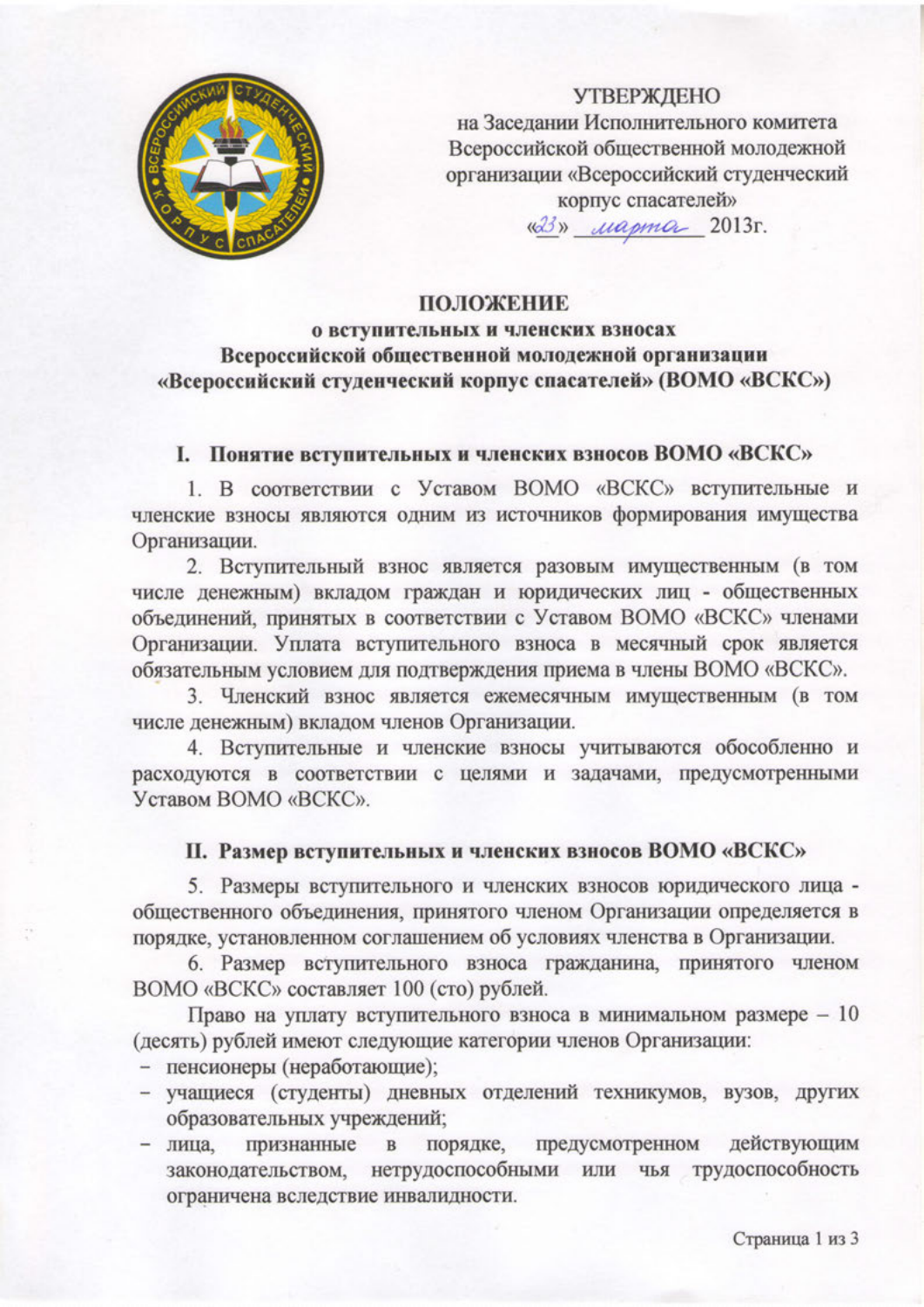УТВЕРЖДЕНО
на Заседании Исполнительного комитета
Всероссийской общественной молодежной
организации «Всероссийский студенческий
корпус спасателей»
«23» марта 2013г.

# ПОЛОЖЕНИЕ
## о вступительных и членских взносах Всероссийской общественной молодежной организации «Всероссийский студенческий корпус спасателей» (ВОМО «ВСКС»)

### I. Понятие вступительных и членских взносов ВОМО «ВСКС»

1. В соответствии с Уставом ВОМО «ВСКС» вступительные и членские взносы являются одним из источников формирования имущества Организации.

2. Вступительный взнос является разовым имущественным (в том числе денежным) вкладом граждан и юридических лиц - общественных объединений, принятых в соответствии с Уставом ВОМО «ВСКС» членами Организации. Уплата вступительного взноса в месячный срок является обязательным условием для подтверждения приема в члены ВОМО «ВСКС».

3. Членский взнос является ежемесячным имущественным (в том числе денежным) вкладом членов Организации.

4. Вступительные и членские взносы учитываются обособленно и расходуются в соответствии с целями и задачами, предусмотренными Уставом ВОМО «ВСКС».

### II. Размер вступительных и членских взносов ВОМО «ВСКС»

5. Размеры вступительного и членских взносов юридического лица - общественного объединения, принятого членом Организации определяется в порядке, установленном соглашением об условиях членства в Организации.

6. Размер вступительного взноса гражданина, принятого членом ВОМО «ВСКС» составляет 100 (сто) рублей.

Право на уплату вступительного взноса в минимальном размере – 10 (десять) рублей имеют следующие категории членов Организации:

- пенсионеры (неработающие);
- учащиеся (студенты) дневных отделений техникумов, вузов, других образовательных учреждений;
- лица, признанные в порядке, предусмотренном действующим законодательством, нетрудоспособными или чья трудоспособность ограничена вследствие инвалидности.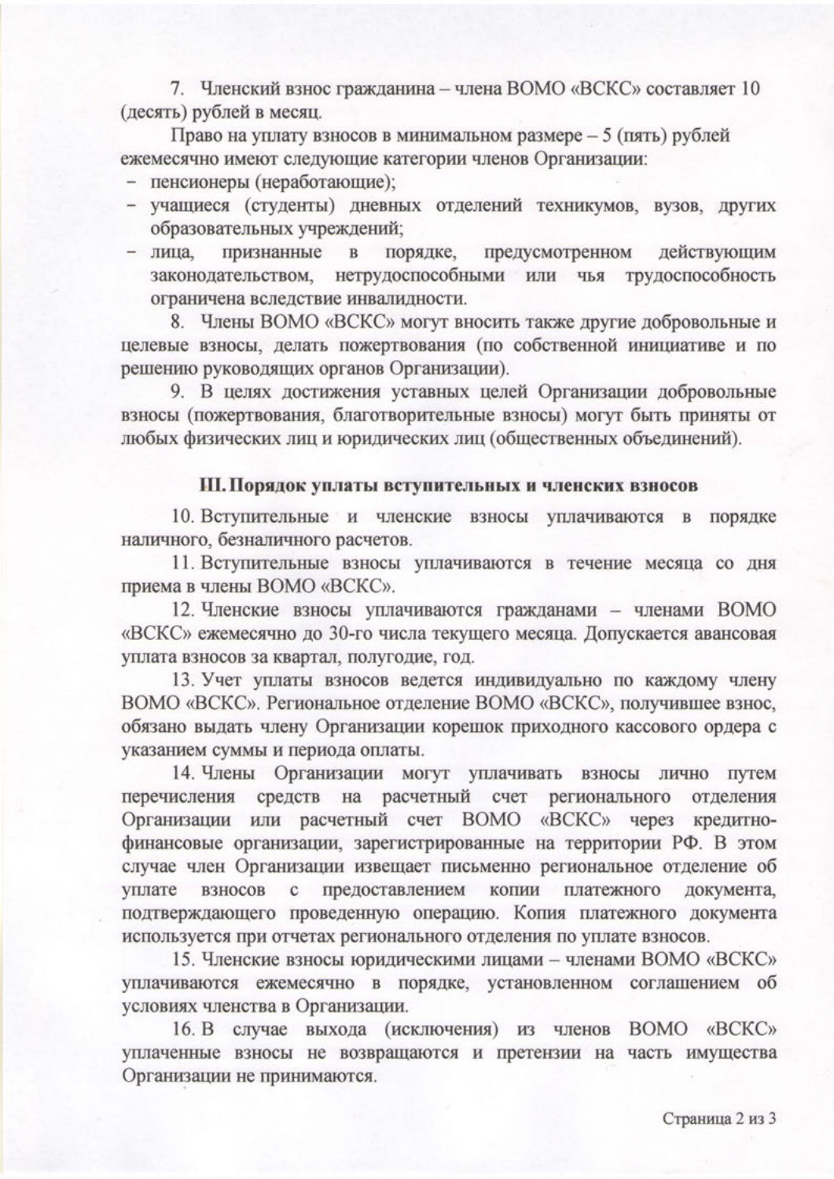7. Членский взнос гражданина – члена ВОМО «ВСКС» составляет 10 (десять) рублей в месяц.

Право на уплату взносов в минимальном размере – 5 (пять) рублей ежемесячно имеют следующие категории членов Организации:

- пенсионеры (неработающие);
- учащиеся (студенты) дневных отделений техникумов, вузов, других образовательных учреждений;
- лица, признанные в порядке, предусмотренном действующим законодательством, нетрудоспособными или чья трудоспособность ограничена вследствие инвалидности.

8. Члены ВОМО «ВСКС» могут вносить также другие добровольные и целевые взносы, делать пожертвования (по собственной инициативе и по решению руководящих органов Организации).

9. В целях достижения уставных целей Организации добровольные взносы (пожертвования, благотворительные взносы) могут быть приняты от любых физических лиц и юридических лиц (общественных объединений).

## III. Порядок уплаты вступительных и членских взносов

10. Вступительные и членские взносы уплачиваются в порядке наличного, безналичного расчетов.

11. Вступительные взносы уплачиваются в течение месяца со дня приема в члены ВОМО «ВСКС».

12. Членские взносы уплачиваются гражданами – членами ВОМО «ВСКС» ежемесячно до 30-го числа текущего месяца. Допускается авансовая уплата взносов за квартал, полугодие, год.

13. Учет уплаты взносов ведется индивидуально по каждому члену ВОМО «ВСКС». Региональное отделение ВОМО «ВСКС», получившее взнос, обязано выдать члену Организации корешок приходного кассового ордера с указанием суммы и периода оплаты.

14. Члены Организации могут уплачивать взносы лично путем перечисления средств на расчетный счет регионального отделения Организации или расчетный счет ВОМО «ВСКС» через кредитно-финансовые организации, зарегистрированные на территории РФ. В этом случае член Организации извещает письменно региональное отделение об уплате взносов с предоставлением копии платежного документа, подтверждающего проведенную операцию. Копия платежного документа используется при отчетах регионального отделения по уплате взносов.

15. Членские взносы юридическими лицами – членами ВОМО «ВСКС» уплачиваются ежемесячно в порядке, установленном соглашением об условиях членства в Организации.

16. В случае выхода (исключения) из членов ВОМО «ВСКС» уплаченные взносы не возвращаются и претензии на часть имущества Организации не принимаются.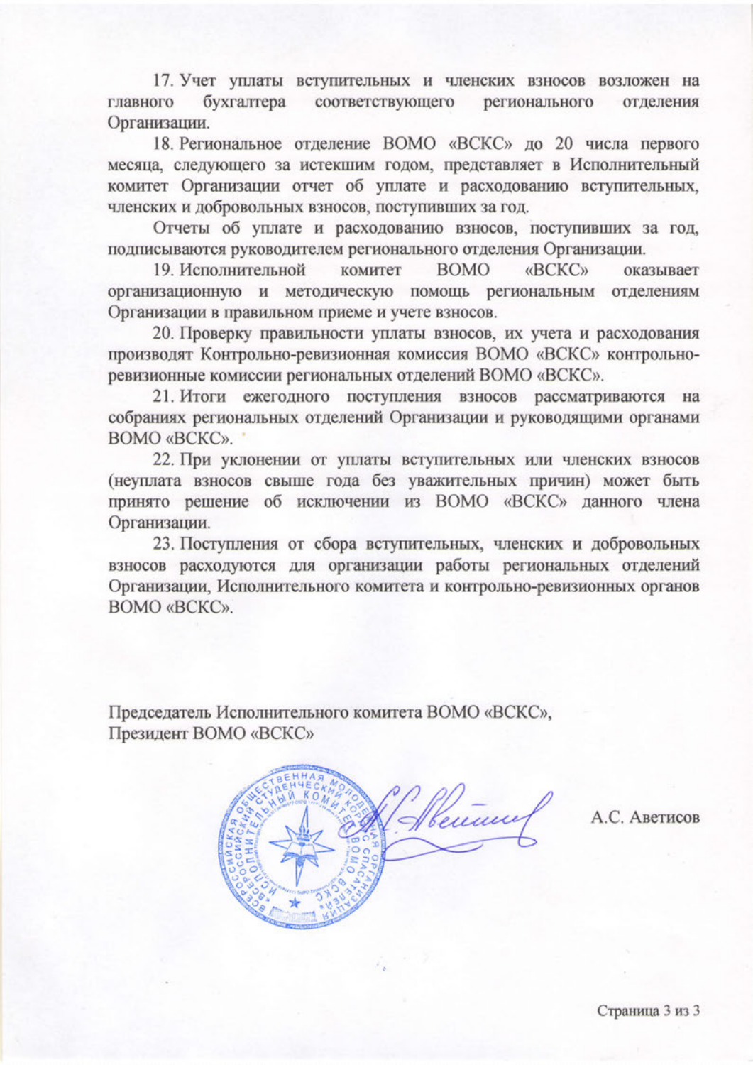17. Учет уплаты вступительных и членских взносов возложен на главного бухгалтера соответствующего регионального отделения Организации.

18. Региональное отделение ВОМО «ВСКС» до 20 числа первого месяца, следующего за истекшим годом, представляет в Исполнительный комитет Организации отчет об уплате и расходованию вступительных, членских и добровольных взносов, поступивших за год.

Отчеты об уплате и расходованию взносов, поступивших за год, подписываются руководителем регионального отделения Организации.

19. Исполнительной комитет ВОМО «ВСКС» оказывает организационную и методическую помощь региональным отделениям Организации в правильном приеме и учете взносов.

20. Проверку правильности уплаты взносов, их учета и расходования производят Контрольно-ревизионная комиссия ВОМО «ВСКС» контрольно-ревизионные комиссии региональных отделений ВОМО «ВСКС».

21. Итоги ежегодного поступления взносов рассматриваются на собраниях региональных отделений Организации и руководящими органами ВОМО «ВСКС».

22. При уклонении от уплаты вступительных или членских взносов (неуплата взносов свыше года без уважительных причин) может быть принято решение об исключении из ВОМО «ВСКС» данного члена Организации.

23. Поступления от сбора вступительных, членских и добровольных взносов расходуются для организации работы региональных отделений Организации, Исполнительного комитета и контрольно-ревизионных органов ВОМО «ВСКС».

Председатель Исполнительного комитета ВОМО «ВСКС»,
Президент ВОМО «ВСКС»

А.С. Аветисов